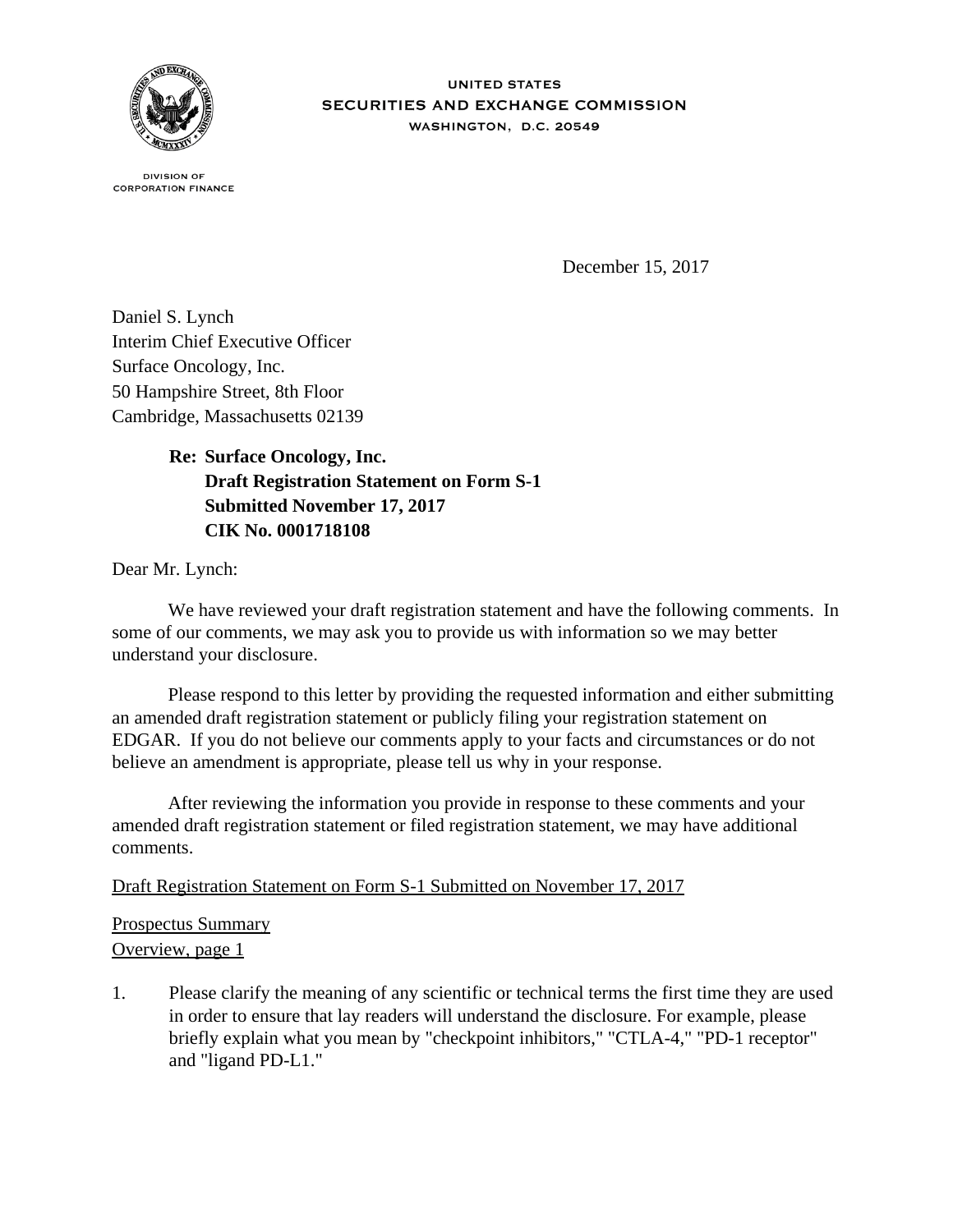UNITED STATES
SECURITIES AND EXCHANGE COMMISSION
WASHINGTON, D.C. 20549

DIVISION OF
CORPORATION FINANCE

December 15, 2017

Daniel S. Lynch
Interim Chief Executive Officer
Surface Oncology, Inc.
50 Hampshire Street, 8th Floor
Cambridge, Massachusetts 02139

**Re: Surface Oncology, Inc.**
**Draft Registration Statement on Form S-1**
**Submitted November 17, 2017**
**CIK No. 0001718108**

Dear Mr. Lynch:

We have reviewed your draft registration statement and have the following comments. In some of our comments, we may ask you to provide us with information so we may better understand your disclosure.

Please respond to this letter by providing the requested information and either submitting an amended draft registration statement or publicly filing your registration statement on EDGAR. If you do not believe our comments apply to your facts and circumstances or do not believe an amendment is appropriate, please tell us why in your response.

After reviewing the information you provide in response to these comments and your amended draft registration statement or filed registration statement, we may have additional comments.

Draft Registration Statement on Form S-1 Submitted on November 17, 2017

Prospectus Summary
Overview, page 1

1. Please clarify the meaning of any scientific or technical terms the first time they are used in order to ensure that lay readers will understand the disclosure. For example, please briefly explain what you mean by "checkpoint inhibitors," "CTLA-4," "PD-1 receptor" and "ligand PD-L1."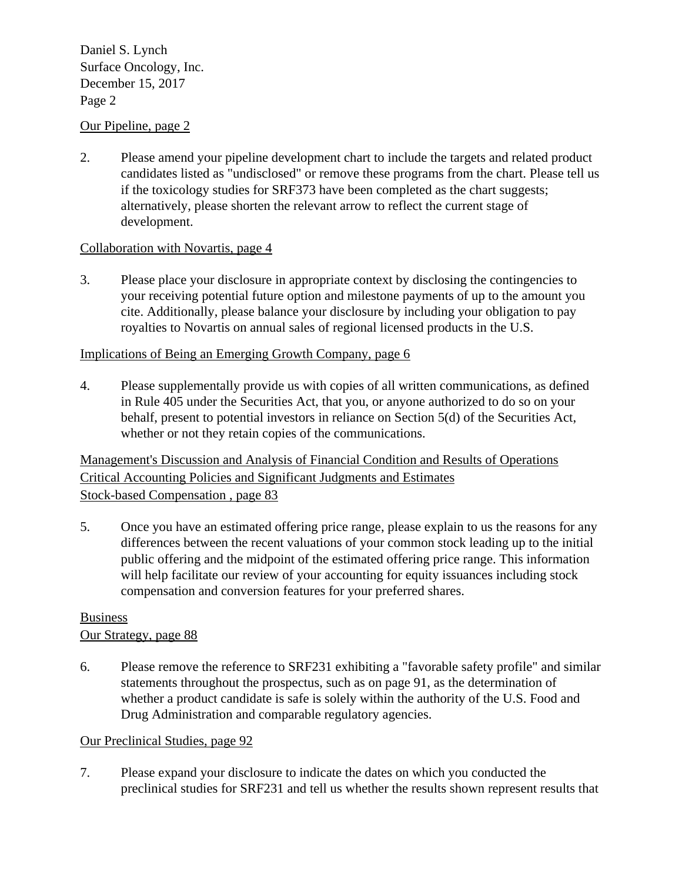Our Pipeline, page 2

2. Please amend your pipeline development chart to include the targets and related product candidates listed as "undisclosed" or remove these programs from the chart. Please tell us if the toxicology studies for SRF373 have been completed as the chart suggests; alternatively, please shorten the relevant arrow to reflect the current stage of development.

Collaboration with Novartis, page 4

3. Please place your disclosure in appropriate context by disclosing the contingencies to your receiving potential future option and milestone payments of up to the amount you cite. Additionally, please balance your disclosure by including your obligation to pay royalties to Novartis on annual sales of regional licensed products in the U.S.

Implications of Being an Emerging Growth Company, page 6

4. Please supplementally provide us with copies of all written communications, as defined in Rule 405 under the Securities Act, that you, or anyone authorized to do so on your behalf, present to potential investors in reliance on Section 5(d) of the Securities Act, whether or not they retain copies of the communications.

Management's Discussion and Analysis of Financial Condition and Results of Operations
Critical Accounting Policies and Significant Judgments and Estimates
Stock-based Compensation , page 83

5. Once you have an estimated offering price range, please explain to us the reasons for any differences between the recent valuations of your common stock leading up to the initial public offering and the midpoint of the estimated offering price range. This information will help facilitate our review of your accounting for equity issuances including stock compensation and conversion features for your preferred shares.

Business
Our Strategy, page 88

6. Please remove the reference to SRF231 exhibiting a "favorable safety profile" and similar statements throughout the prospectus, such as on page 91, as the determination of whether a product candidate is safe is solely within the authority of the U.S. Food and Drug Administration and comparable regulatory agencies.

Our Preclinical Studies, page 92

7. Please expand your disclosure to indicate the dates on which you conducted the preclinical studies for SRF231 and tell us whether the results shown represent results that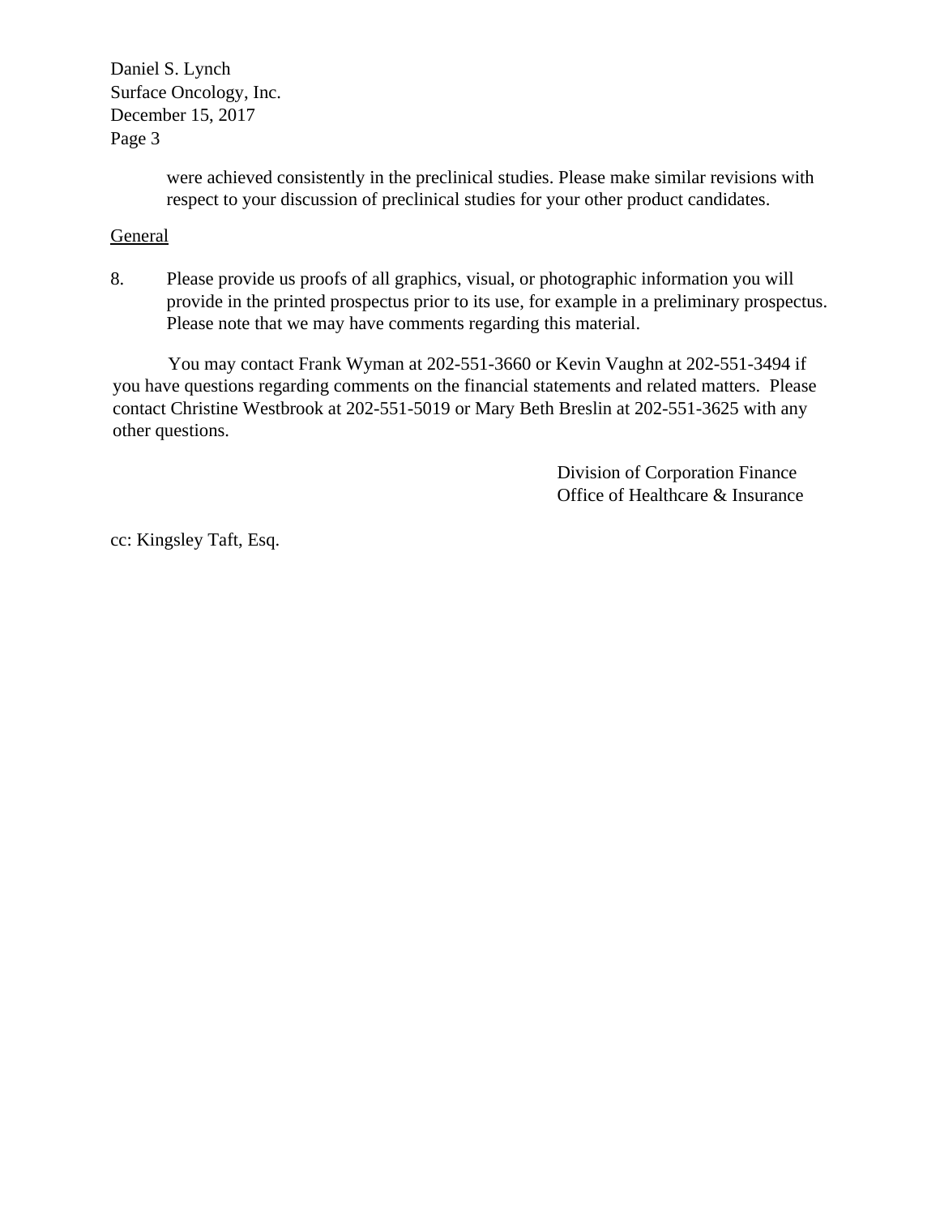were achieved consistently in the preclinical studies. Please make similar revisions with respect to your discussion of preclinical studies for your other product candidates.

General

8. Please provide us proofs of all graphics, visual, or photographic information you will provide in the printed prospectus prior to its use, for example in a preliminary prospectus. Please note that we may have comments regarding this material.

You may contact Frank Wyman at 202-551-3660 or Kevin Vaughn at 202-551-3494 if you have questions regarding comments on the financial statements and related matters. Please contact Christine Westbrook at 202-551-5019 or Mary Beth Breslin at 202-551-3625 with any other questions.

Division of Corporation Finance
Office of Healthcare & Insurance

cc: Kingsley Taft, Esq.